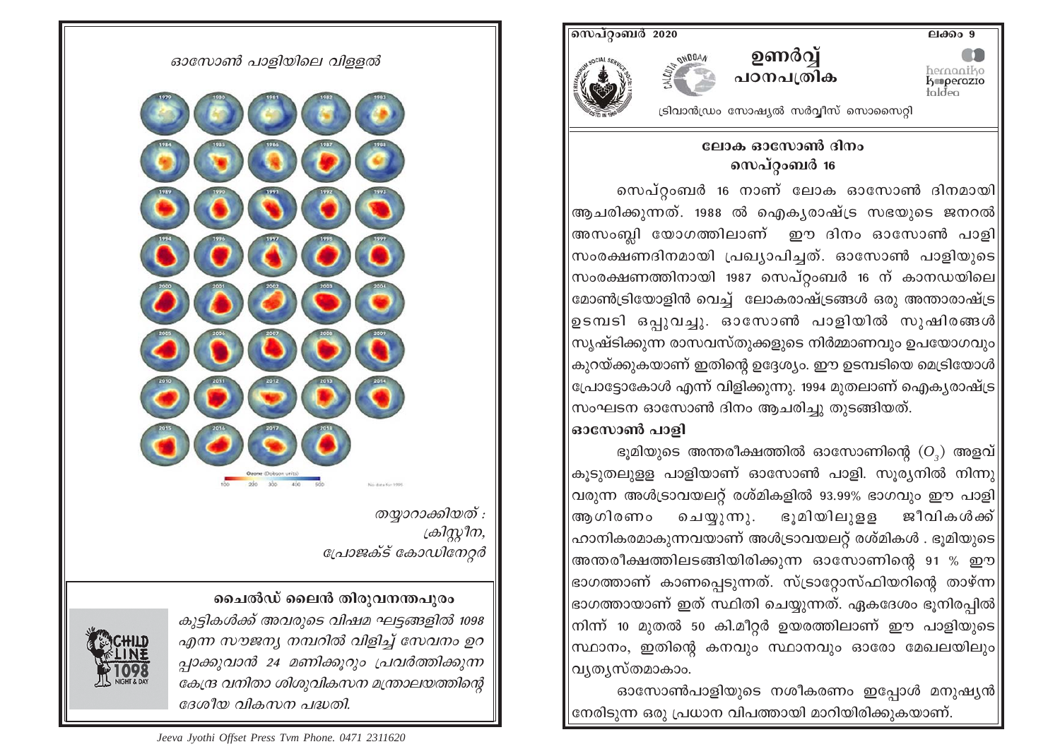# ഉണർവ്വ് പഠനപത്രിക

സെപ്റ്റംബർ 2020 — ലക്കം 9

ട്രിവാൻഡ്രം സോഷ്യൽ സർവ്വീസ് സൊസൈറ്റി

## ലോക ഓസോൺ ദിനം സെപ്റ്റംബർ 16

സെപ്റ്റംബർ 16 നാണ് ലോക ഓസോൺ ദിനമായി ആചരിക്കുന്നത്. 1988 ൽ ഐക്യരാഷ്ട്ര സഭയുടെ ജനറൽ അസംബ്ലി യോഗത്തിലാണ് ഈ ദിനം ഓസോൺ പാളി സംരക്ഷണദിനമായി പ്രഖ്യാപിച്ചത്. ഓസോൺ പാളിയുടെ സംരക്ഷണത്തിനായി 1987 സെപ്റ്റംബർ 16 ന് കാനഡയിലെ മോൺട്രിയോളിൻ വെച്ച് ലോകരാഷ്ട്രങ്ങൾ ഒരു അന്താരാഷ്ട്ര ഉടമ്പടി ഒപ്പുവച്ചു. ഓസോൺ പാളിയിൽ സുഷിരങ്ങൾ സൃഷ്ടിക്കുന്ന രാസവസ്തുക്കളുടെ നിർമ്മാണവും ഉപയോഗവും കുറയ്ക്കുകയാണ് ഇതിന്റെ ഉദ്ദേശ്യം. ഈ ഉടമ്പടിയെ മെട്രിയോൾ പ്രോട്ടോകോൾ എന്ന് വിളിക്കുന്നു. 1994 മുതലാണ് ഐക്യരാഷ്ട്ര സംഘടന ഓസോൺ ദിനം ആചരിച്ചു തുടങ്ങിയത്.

### ഓസോൺ പാളി

ഭൂമിയുടെ അന്തരീക്ഷത്തിൽ ഓസോണിന്റെ ($O_3$) അളവ് കൂടുതലുള്ള പാളിയാണ് ഓസോൺ പാളി. സൂര്യനിൽ നിന്നു വരുന്ന അൾട്രാവയലറ്റ് രശ്മികളിൽ 93.99% ഭാഗവും ഈ പാളി ആഗിരണം ചെയ്യുന്നു. ഭൂമിയിലുള്ള ജീവികൾക്ക് ഹാനികരമാകുന്നവയാണ് അൾട്രാവയലറ്റ് രശ്മികൾ . ഭൂമിയുടെ അന്തരീക്ഷത്തിലടങ്ങിയിരിക്കുന്ന ഓസോണിന്റെ 91 % ഈ ഭാഗത്താണ് കാണപ്പെടുന്നത്. സ്ട്രാറ്റോസ്ഫിയറിന്റെ താഴ്ന്ന ഭാഗത്തായാണ് ഇത് സ്ഥിതി ചെയ്യുന്നത്. ഏകദേശം ഭൂനിരപ്പിൽ നിന്ന് 10 മുതൽ 50 കി.മീറ്റർ ഉയരത്തിലാണ് ഈ പാളിയുടെ സ്ഥാനം, ഇതിന്റെ കനവും സ്ഥാനവും ഓരോ മേഖലയിലും വ്യത്യസ്തമാകാം.

ഓസോൺപാളിയുടെ നശീകരണം ഇപ്പോൾ മനുഷ്യൻ നേരിടുന്ന ഒരു പ്രധാന വിപത്തായി മാറിയിരിക്കുകയാണ്.

## ഓസോൺ പാളിയിലെ വിള്ളൽ

*തയ്യാറാക്കിയത് :*
*ക്രിസ്റ്റീന,*
*പ്രോജക്ട് കോർഡിനേറ്റർ*

### ചൈൽഡ് ലൈൻ തിരുവനന്തപുരം

*കുട്ടികൾക്ക് അവരുടെ വിഷമ ഘട്ടങ്ങളിൽ 1098 എന്ന സൗജന്യ നമ്പറിൽ വിളിച്ച് സേവനം ഉറപ്പാക്കുവാൻ 24 മണിക്കൂറും പ്രവർത്തിക്കുന്ന കേന്ദ്ര വനിതാ ശിശുവികസന മന്ത്രാലയത്തിന്റെ ദേശീയ വികസന പദ്ധതി.*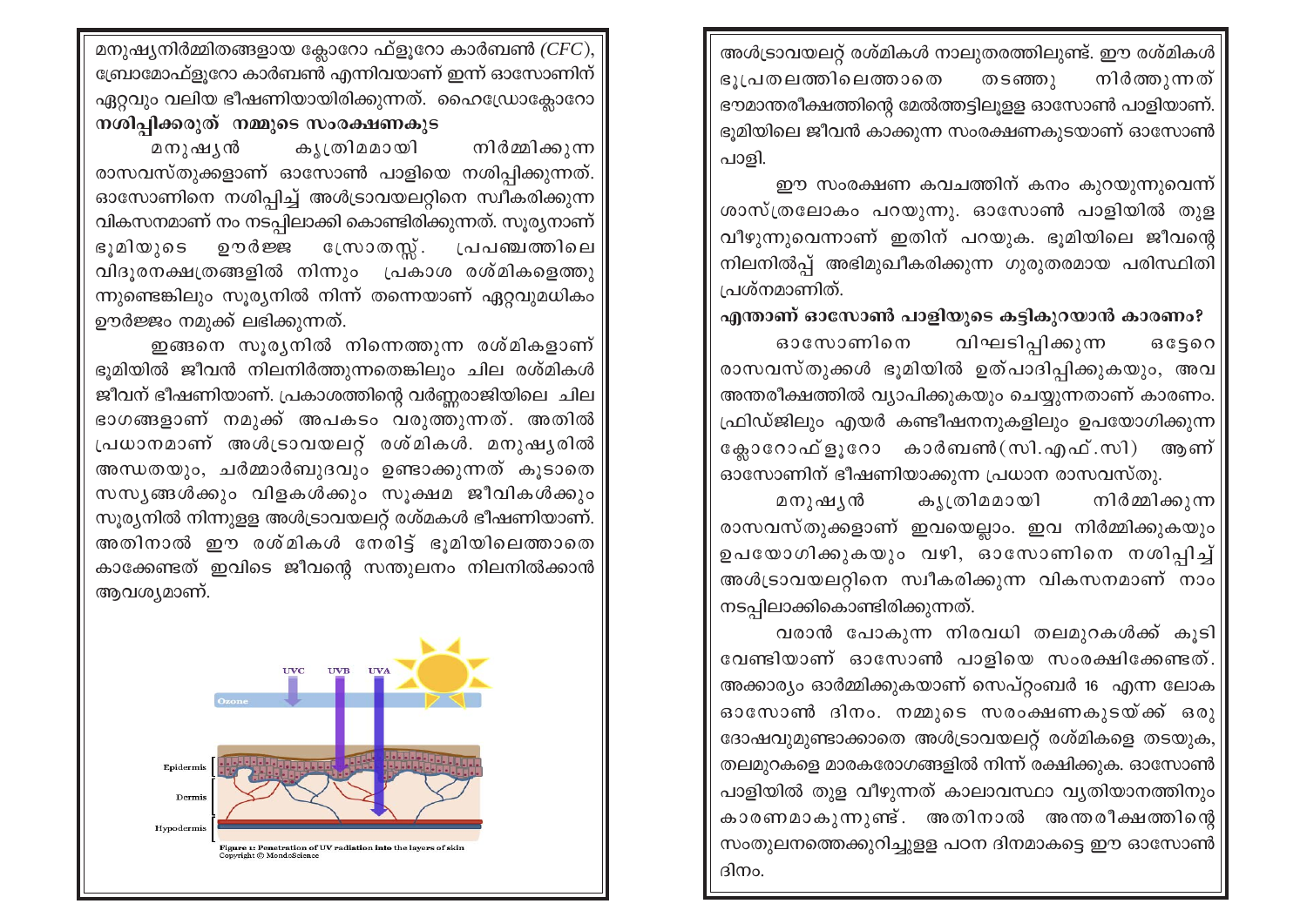മനുഷ്യനിർമ്മിതങ്ങളായ ക്ലോറോ ഫ്ളൂറോ കാർബൺ (*CFC*), ബ്രോമോഫ്ളൂറോ കാർബൺ എന്നിവയാണ് ഇന്ന് ഓസോണിന് ഏറ്റവും വലിയ ഭീഷണിയായിരിക്കുന്നത്. ഹൈഡ്രോക്ലോറോ

**നശിപ്പിക്കരുത് നമ്മുടെ സംരക്ഷണകുട**

മനുഷ്യൻ കൃത്രിമമായി നിർമ്മിക്കുന്ന രാസവസ്തുക്കളാണ് ഓസോൺ പാളിയെ നശിപ്പിക്കുന്നത്. ഓസോണിനെ നശിപ്പിച്ച് അൾട്രാവയലറ്റിനെ സ്വീകരിക്കുന്ന വികസനമാണ് നം നടപ്പിലാക്കി കൊണ്ടിരിക്കുന്നത്. സൂര്യനാണ് ഭൂമിയുടെ ഊർജ്ജ സ്രോതസ്സ്. പ്രപഞ്ചത്തിലെ വിദൂരനക്ഷത്രങ്ങളിൽ നിന്നും പ്രകാശ രശ്മികളെത്തുന്നുണ്ടെങ്കിലും സൂര്യനിൽ നിന്ന് തന്നെയാണ് ഏറ്റവുമധികം ഊർജ്ജം നമുക്ക് ലഭിക്കുന്നത്.

ഇങ്ങനെ സൂര്യനിൽ നിന്നെത്തുന്ന രശ്മികളാണ് ഭൂമിയിൽ ജീവൻ നിലനിർത്തുന്നതെങ്കിലും ചില രശ്മികൾ ജീവന് ഭീഷണിയാണ്. പ്രകാശത്തിന്റെ വർണ്ണരാജിയിലെ ചില ഭാഗങ്ങളാണ് നമുക്ക് അപകടം വരുത്തുന്നത്. അതിൽ പ്രധാനമാണ് അൾട്രാവയലറ്റ് രശ്മികൾ. മനുഷ്യരിൽ അന്ധതയും, ചർമ്മാർബുദവും ഉണ്ടാക്കുന്നത് കൂടാതെ സസ്യങ്ങൾക്കും വിളകൾക്കും സൂക്ഷ്മ ജീവികൾക്കും സൂര്യനിൽ നിന്നുള്ള അൾട്രാവയലറ്റ് രശ്മകൾ ഭീഷണിയാണ്. അതിനാൽ ഈ രശ്മികൾ നേരിട്ട് ഭൂമിയിലെത്താതെ കാക്കേണ്ടത് ഇവിടെ ജീവന്റെ സന്തുലനം നിലനിൽക്കാൻ ആവശ്യമാണ്.

UVC
UVB
UVA
Ozone
Epidermis
Dermis
Hypodermis

Figure 1: Penetration of UV radiation into the layers of skin
Copyright © MondoScience

അൾട്രാവയലറ്റ് രശ്മികൾ നാലുതരത്തിലുണ്ട്. ഈ രശ്മികൾ ഭൂപ്രതലത്തിലെത്താതെ തടഞ്ഞു നിർത്തുന്നത് ഭൗമാന്തരീക്ഷത്തിന്റെ മേൽത്തട്ടിലുള്ള ഓസോൺ പാളിയാണ്. ഭൂമിയിലെ ജീവൻ കാക്കുന്ന സംരക്ഷണകുടയാണ് ഓസോൺ പാളി.

ഈ സംരക്ഷണ കവചത്തിന് കനം കുറയുന്നുവെന്ന് ശാസ്ത്രലോകം പറയുന്നു. ഓസോൺ പാളിയിൽ തുള വീഴുന്നുവെന്നാണ് ഇതിന് പറയുക. ഭൂമിയിലെ ജീവന്റെ നിലനിൽപ്പ് അഭിമുഖീകരിക്കുന്ന ഗുരുതരമായ പരിസ്ഥിതി പ്രശ്നമാണിത്.

**എന്താണ് ഓസോൺ പാളിയുടെ കട്ടികുറയാൻ കാരണം?**

ഓസോണിനെ വിഘടിപ്പിക്കുന്ന ഒട്ടേറെ രാസവസ്തുക്കൾ ഭൂമിയിൽ ഉത്പാദിപ്പിക്കുകയും, അവ അന്തരീക്ഷത്തിൽ വ്യാപിക്കുകയും ചെയ്യുന്നതാണ് കാരണം. ഫ്രിഡ്ജിലും എയർ കണ്ടീഷനറുകളിലും ഉപയോഗിക്കുന്ന ക്ലോറോഫ്ളൂറോ കാർബൺ(സി.എഫ്.സി) ആണ് ഓസോണിന് ഭീഷണിയാക്കുന്ന പ്രധാന രാസവസ്തു.

മനുഷ്യൻ കൃത്രിമമായി നിർമ്മിക്കുന്ന രാസവസ്തുക്കളാണ് ഇവയെല്ലാം. ഇവ നിർമ്മിക്കുകയും ഉപയോഗിക്കുകയും വഴി, ഓസോണിനെ നശിപ്പിച്ച് അൾട്രാവയലറ്റിനെ സ്വീകരിക്കുന്ന വികസനമാണ് നാം നടപ്പിലാക്കികൊണ്ടിരിക്കുന്നത്.

വരാൻ പോകുന്ന നിരവധി തലമുറകൾക്ക് കൂടി വേണ്ടിയാണ് ഓസോൺ പാളിയെ സംരക്ഷിക്കേണ്ടത്. അക്കാര്യം ഓർമ്മിക്കുകയാണ് സെപ്റ്റംബർ 16 എന്ന ലോക ഓസോൺ ദിനം. നമ്മുടെ സംരക്ഷണകുടയ്ക്ക് ഒരു ദോഷവുമുണ്ടാക്കാതെ അൾട്രാവയലറ്റ് രശ്മികളെ തടയുക, തലമുറകളെ മാരകരോഗങ്ങളിൽ നിന്ന് രക്ഷിക്കുക. ഓസോൺ പാളിയിൽ തുള വീഴുന്നത് കാലാവസ്ഥാ വ്യതിയാനത്തിനും കാരണമാകുന്നുണ്ട്. അതിനാൽ അന്തരീക്ഷത്തിന്റെ സംതുലനത്തെക്കുറിച്ചുള്ള പഠന ദിനമാകട്ടെ ഈ ഓസോൺ ദിനം.